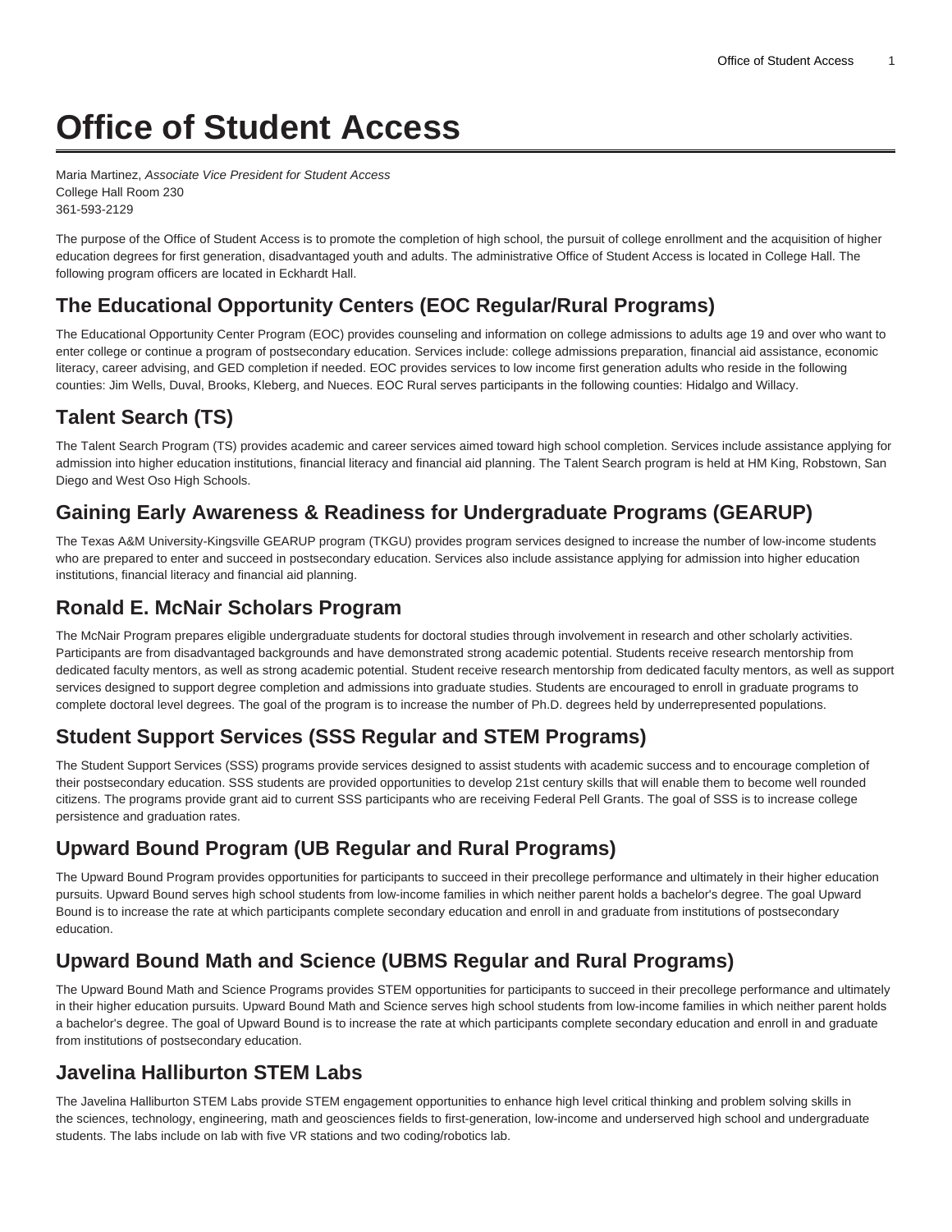# Office of Student Access

Maria Martinez, *Associate Vice President for Student Access*
College Hall Room 230
361-593-2129

The purpose of the Office of Student Access is to promote the completion of high school, the pursuit of college enrollment and the acquisition of higher education degrees for first generation, disadvantaged youth and adults. The administrative Office of Student Access is located in College Hall. The following program officers are located in Eckhardt Hall.

## The Educational Opportunity Centers (EOC Regular/Rural Programs)

The Educational Opportunity Center Program (EOC) provides counseling and information on college admissions to adults age 19 and over who want to enter college or continue a program of postsecondary education. Services include: college admissions preparation, financial aid assistance, economic literacy, career advising, and GED completion if needed. EOC provides services to low income first generation adults who reside in the following counties: Jim Wells, Duval, Brooks, Kleberg, and Nueces. EOC Rural serves participants in the following counties: Hidalgo and Willacy.

## Talent Search (TS)

The Talent Search Program (TS) provides academic and career services aimed toward high school completion. Services include assistance applying for admission into higher education institutions, financial literacy and financial aid planning. The Talent Search program is held at HM King, Robstown, San Diego and West Oso High Schools.

## Gaining Early Awareness & Readiness for Undergraduate Programs (GEARUP)

The Texas A&M University-Kingsville GEARUP program (TKGU) provides program services designed to increase the number of low-income students who are prepared to enter and succeed in postsecondary education. Services also include assistance applying for admission into higher education institutions, financial literacy and financial aid planning.

## Ronald E. McNair Scholars Program

The McNair Program prepares eligible undergraduate students for doctoral studies through involvement in research and other scholarly activities. Participants are from disadvantaged backgrounds and have demonstrated strong academic potential. Students receive research mentorship from dedicated faculty mentors, as well as strong academic potential. Student receive research mentorship from dedicated faculty mentors, as well as support services designed to support degree completion and admissions into graduate studies. Students are encouraged to enroll in graduate programs to complete doctoral level degrees. The goal of the program is to increase the number of Ph.D. degrees held by underrepresented populations.

## Student Support Services (SSS Regular and STEM Programs)

The Student Support Services (SSS) programs provide services designed to assist students with academic success and to encourage completion of their postsecondary education. SSS students are provided opportunities to develop 21st century skills that will enable them to become well rounded citizens. The programs provide grant aid to current SSS participants who are receiving Federal Pell Grants. The goal of SSS is to increase college persistence and graduation rates.

## Upward Bound Program (UB Regular and Rural Programs)

The Upward Bound Program provides opportunities for participants to succeed in their precollege performance and ultimately in their higher education pursuits. Upward Bound serves high school students from low-income families in which neither parent holds a bachelor's degree. The goal Upward Bound is to increase the rate at which participants complete secondary education and enroll in and graduate from institutions of postsecondary education.

## Upward Bound Math and Science (UBMS Regular and Rural Programs)

The Upward Bound Math and Science Programs provides STEM opportunities for participants to succeed in their precollege performance and ultimately in their higher education pursuits. Upward Bound Math and Science serves high school students from low-income families in which neither parent holds a bachelor's degree. The goal of Upward Bound is to increase the rate at which participants complete secondary education and enroll in and graduate from institutions of postsecondary education.

## Javelina Halliburton STEM Labs

The Javelina Halliburton STEM Labs provide STEM engagement opportunities to enhance high level critical thinking and problem solving skills in the sciences, technology, engineering, math and geosciences fields to first-generation, low-income and underserved high school and undergraduate students. The labs include on lab with five VR stations and two coding/robotics lab.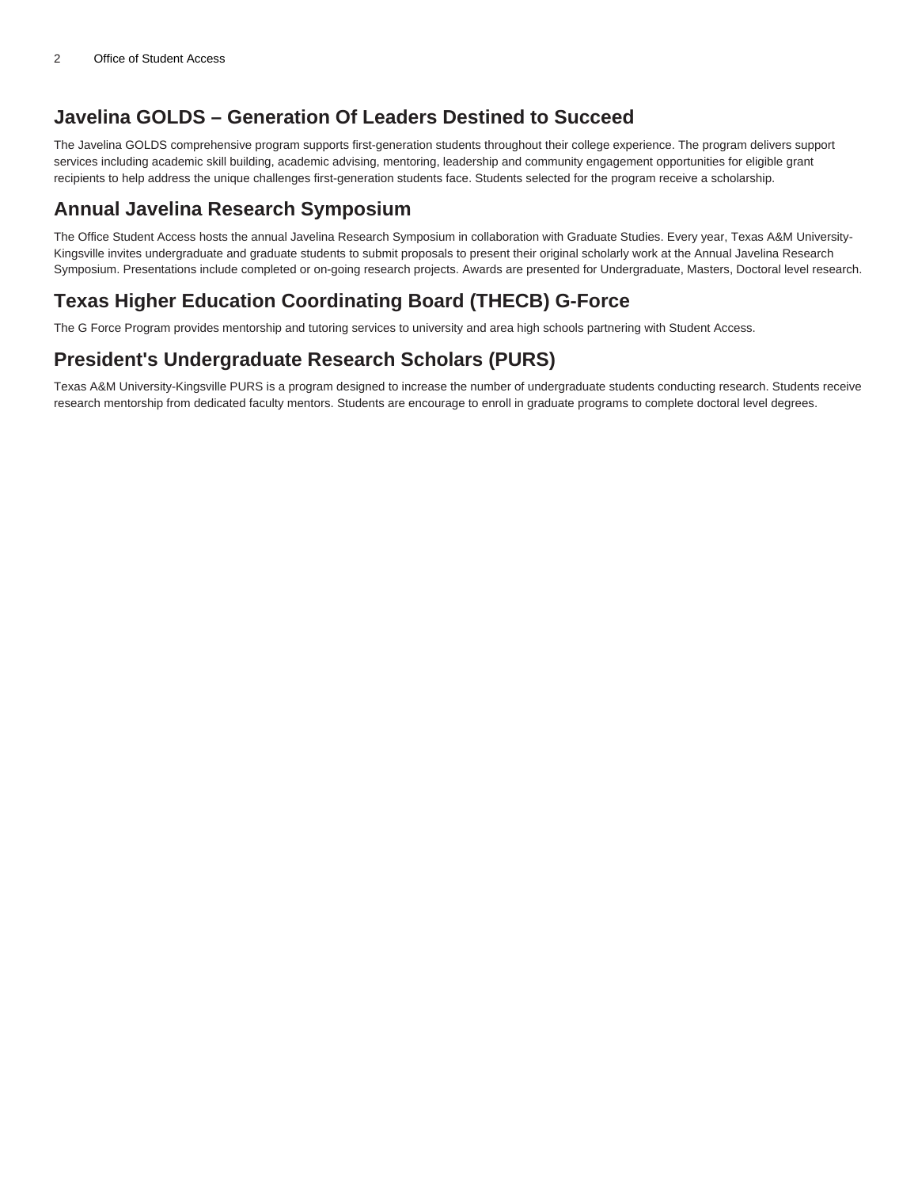## Javelina GOLDS – Generation Of Leaders Destined to Succeed

The Javelina GOLDS comprehensive program supports first-generation students throughout their college experience. The program delivers support services including academic skill building, academic advising, mentoring, leadership and community engagement opportunities for eligible grant recipients to help address the unique challenges first-generation students face. Students selected for the program receive a scholarship.

## Annual Javelina Research Symposium

The Office Student Access hosts the annual Javelina Research Symposium in collaboration with Graduate Studies. Every year, Texas A&M University-Kingsville invites undergraduate and graduate students to submit proposals to present their original scholarly work at the Annual Javelina Research Symposium. Presentations include completed or on-going research projects. Awards are presented for Undergraduate, Masters, Doctoral level research.

## Texas Higher Education Coordinating Board (THECB) G-Force

The G Force Program provides mentorship and tutoring services to university and area high schools partnering with Student Access.

## President's Undergraduate Research Scholars (PURS)

Texas A&M University-Kingsville PURS is a program designed to increase the number of undergraduate students conducting research. Students receive research mentorship from dedicated faculty mentors. Students are encourage to enroll in graduate programs to complete doctoral level degrees.